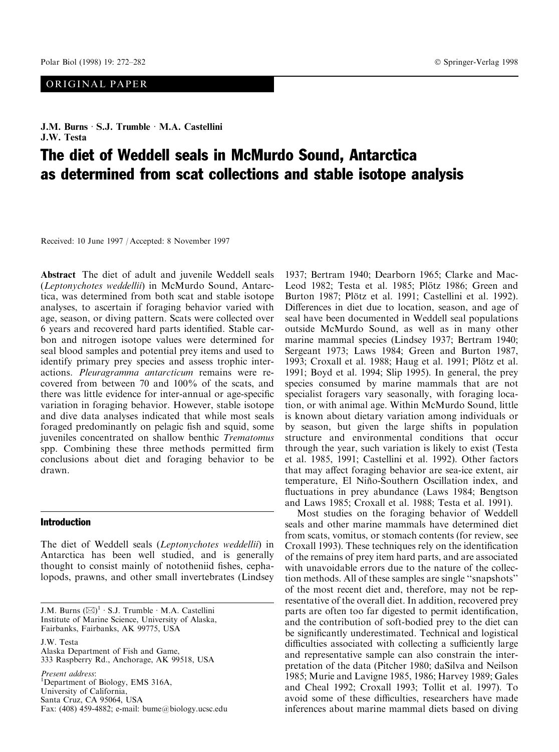ORIGINAL PAPER

J.M. Burns · S.J. Trumble · M.A. Castellini
J.W. Testa

# The diet of Weddell seals in McMurdo Sound, Antarctica as determined from scat collections and stable isotope analysis

Received: 10 June 1997 / Accepted: 8 November 1997

**Abstract** The diet of adult and juvenile Weddell seals (*Leptonychotes weddellii*) in McMurdo Sound, Antarctica, was determined from both scat and stable isotope analyses, to ascertain if foraging behavior varied with age, season, or diving pattern. Scats were collected over 6 years and recovered hard parts identified. Stable carbon and nitrogen isotope values were determined for seal blood samples and potential prey items and used to identify primary prey species and assess trophic interactions. *Pleuragramma antarcticum* remains were recovered from between 70 and 100% of the scats, and there was little evidence for inter-annual or age-specific variation in foraging behavior. However, stable isotope and dive data analyses indicated that while most seals foraged predominantly on pelagic fish and squid, some juveniles concentrated on shallow benthic *Trematomus* spp. Combining these three methods permitted firm conclusions about diet and foraging behavior to be drawn.

## Introduction

The diet of Weddell seals (*Leptonychotes weddellii*) in Antarctica has been well studied, and is generally thought to consist mainly of nototheniid fishes, cephalopods, prawns, and other small invertebrates (Lindsey 1937; Bertram 1940; Dearborn 1965; Clarke and MacLeod 1982; Testa et al. 1985; Plötz 1986; Green and Burton 1987; Plötz et al. 1991; Castellini et al. 1992). Differences in diet due to location, season, and age of seal have been documented in Weddell seal populations outside McMurdo Sound, as well as in many other marine mammal species (Lindsey 1937; Bertram 1940; Sergeant 1973; Laws 1984; Green and Burton 1987, 1993; Croxall et al. 1988; Haug et al. 1991; Plötz et al. 1991; Boyd et al. 1994; Slip 1995). In general, the prey species consumed by marine mammals that are not specialist foragers vary seasonally, with foraging location, or with animal age. Within McMurdo Sound, little is known about dietary variation among individuals or by season, but given the large shifts in population structure and environmental conditions that occur through the year, such variation is likely to exist (Testa et al. 1985, 1991; Castellini et al. 1992). Other factors that may affect foraging behavior are sea-ice extent, air temperature, El Niño-Southern Oscillation index, and fluctuations in prey abundance (Laws 1984; Bengtson and Laws 1985; Croxall et al. 1988; Testa et al. 1991).

Most studies on the foraging behavior of Weddell seals and other marine mammals have determined diet from scats, vomitus, or stomach contents (for review, see Croxall 1993). These techniques rely on the identification of the remains of prey item hard parts, and are associated with unavoidable errors due to the nature of the collection methods. All of these samples are single "snapshots" of the most recent diet and, therefore, may not be representative of the overall diet. In addition, recovered prey parts are often too far digested to permit identification, and the contribution of soft-bodied prey to the diet can be significantly underestimated. Technical and logistical difficulties associated with collecting a sufficiently large and representative sample can also constrain the interpretation of the data (Pitcher 1980; daSilva and Neilson 1985; Murie and Lavigne 1985, 1986; Harvey 1989; Gales and Cheal 1992; Croxall 1993; Tollit et al. 1997). To avoid some of these difficulties, researchers have made inferences about marine mammal diets based on diving

J.M. Burns (✉)[1] · S.J. Trumble · M.A. Castellini
Institute of Marine Science, University of Alaska, Fairbanks, Fairbanks, AK 99775, USA

J.W. Testa
Alaska Department of Fish and Game, 333 Raspberry Rd., Anchorage, AK 99518, USA

*Present address*:
[1]Department of Biology, EMS 316A, University of California, Santa Cruz, CA 95064, USA
Fax: (408) 459-4882; e-mail: bume@biology.ucsc.edu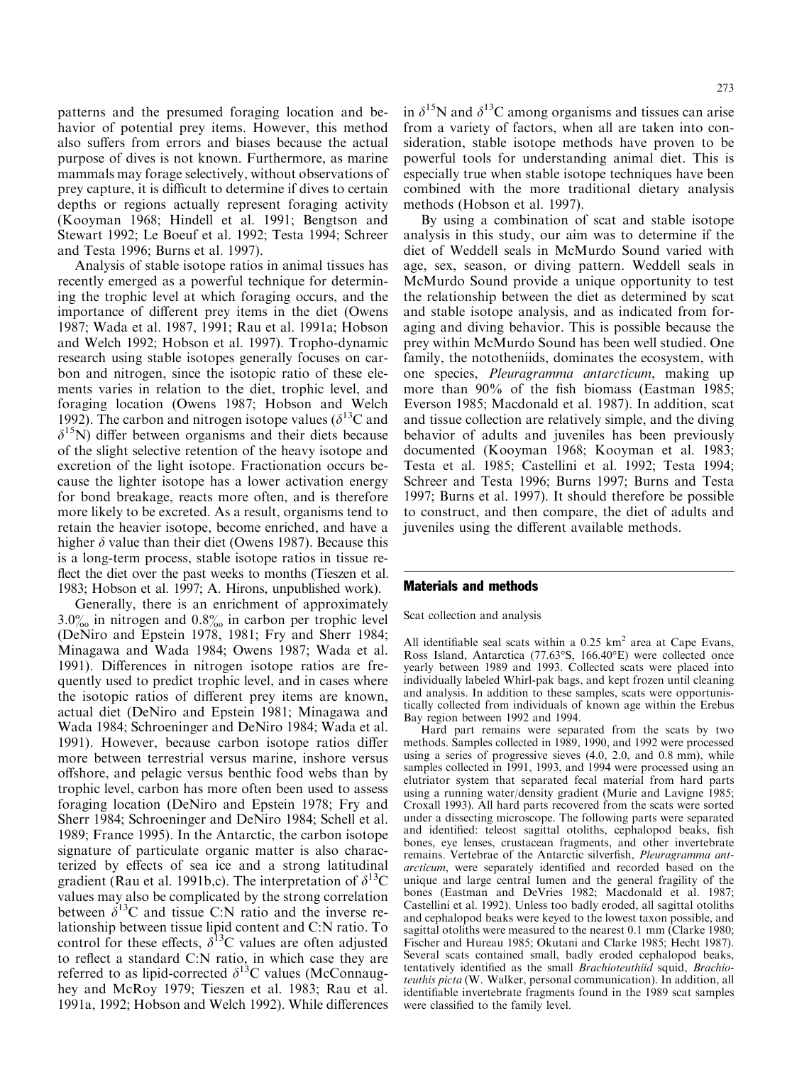patterns and the presumed foraging location and behavior of potential prey items. However, this method also suffers from errors and biases because the actual purpose of dives is not known. Furthermore, as marine mammals may forage selectively, without observations of prey capture, it is difficult to determine if dives to certain depths or regions actually represent foraging activity (Kooyman 1968; Hindell et al. 1991; Bengtson and Stewart 1992; Le Boeuf et al. 1992; Testa 1994; Schreer and Testa 1996; Burns et al. 1997).

Analysis of stable isotope ratios in animal tissues has recently emerged as a powerful technique for determining the trophic level at which foraging occurs, and the importance of different prey items in the diet (Owens 1987; Wada et al. 1987, 1991; Rau et al. 1991a; Hobson and Welch 1992; Hobson et al. 1997). Tropho-dynamic research using stable isotopes generally focuses on carbon and nitrogen, since the isotopic ratio of these elements varies in relation to the diet, trophic level, and foraging location (Owens 1987; Hobson and Welch 1992). The carbon and nitrogen isotope values ($\delta^{13}$C and $\delta^{15}$N) differ between organisms and their diets because of the slight selective retention of the heavy isotope and excretion of the light isotope. Fractionation occurs because the lighter isotope has a lower activation energy for bond breakage, reacts more often, and is therefore more likely to be excreted. As a result, organisms tend to retain the heavier isotope, become enriched, and have a higher $\delta$ value than their diet (Owens 1987). Because this is a long-term process, stable isotope ratios in tissue reflect the diet over the past weeks to months (Tieszen et al. 1983; Hobson et al. 1997; A. Hirons, unpublished work).

Generally, there is an enrichment of approximately 3.0‰ in nitrogen and 0.8‰ in carbon per trophic level (DeNiro and Epstein 1978, 1981; Fry and Sherr 1984; Minagawa and Wada 1984; Owens 1987; Wada et al. 1991). Differences in nitrogen isotope ratios are frequently used to predict trophic level, and in cases where the isotopic ratios of different prey items are known, actual diet (DeNiro and Epstein 1981; Minagawa and Wada 1984; Schroeninger and DeNiro 1984; Wada et al. 1991). However, because carbon isotope ratios differ more between terrestrial versus marine, inshore versus offshore, and pelagic versus benthic food webs than by trophic level, carbon has more often been used to assess foraging location (DeNiro and Epstein 1978; Fry and Sherr 1984; Schroeninger and DeNiro 1984; Schell et al. 1989; France 1995). In the Antarctic, the carbon isotope signature of particulate organic matter is also characterized by effects of sea ice and a strong latitudinal gradient (Rau et al. 1991b,c). The interpretation of $\delta^{13}$C values may also be complicated by the strong correlation between $\delta^{13}$C and tissue C:N ratio and the inverse relationship between tissue lipid content and C:N ratio. To control for these effects, $\delta^{13}$C values are often adjusted to reflect a standard C:N ratio, in which case they are referred to as lipid-corrected $\delta^{13}$C values (McConnaughey and McRoy 1979; Tieszen et al. 1983; Rau et al. 1991a, 1992; Hobson and Welch 1992). While differences in $\delta^{15}$N and $\delta^{13}$C among organisms and tissues can arise from a variety of factors, when all are taken into consideration, stable isotope methods have proven to be powerful tools for understanding animal diet. This is especially true when stable isotope techniques have been combined with the more traditional dietary analysis methods (Hobson et al. 1997).

By using a combination of scat and stable isotope analysis in this study, our aim was to determine if the diet of Weddell seals in McMurdo Sound varied with age, sex, season, or diving pattern. Weddell seals in McMurdo Sound provide a unique opportunity to test the relationship between the diet as determined by scat and stable isotope analysis, and as indicated from foraging and diving behavior. This is possible because the prey within McMurdo Sound has been well studied. One family, the nototheniids, dominates the ecosystem, with one species, *Pleuragramma antarcticum*, making up more than 90% of the fish biomass (Eastman 1985; Everson 1985; Macdonald et al. 1987). In addition, scat and tissue collection are relatively simple, and the diving behavior of adults and juveniles has been previously documented (Kooyman 1968; Kooyman et al. 1983; Testa et al. 1985; Castellini et al. 1992; Testa 1994; Schreer and Testa 1996; Burns 1997; Burns and Testa 1997; Burns et al. 1997). It should therefore be possible to construct, and then compare, the diet of adults and juveniles using the different available methods.

## Materials and methods

### Scat collection and analysis

All identifiable seal scats within a 0.25 km$^2$ area at Cape Evans, Ross Island, Antarctica (77.63°S, 166.40°E) were collected once yearly between 1989 and 1993. Collected scats were placed into individually labeled Whirl-pak bags, and kept frozen until cleaning and analysis. In addition to these samples, scats were opportunistically collected from individuals of known age within the Erebus Bay region between 1992 and 1994.

Hard part remains were separated from the scats by two methods. Samples collected in 1989, 1990, and 1992 were processed using a series of progressive sieves (4.0, 2.0, and 0.8 mm), while samples collected in 1991, 1993, and 1994 were processed using an elutriator system that separated fecal material from hard parts using a running water/density gradient (Murie and Lavigne 1985; Croxall 1993). All hard parts recovered from the scats were sorted under a dissecting microscope. The following parts were separated and identified: teleost sagittal otoliths, cephalopod beaks, fish bones, eye lenses, crustacean fragments, and other invertebrate remains. Vertebrae of the Antarctic silverfish, *Pleuragramma antarcticum*, were separately identified and recorded based on the unique and large central lumen and the general fragility of the bones (Eastman and DeVries 1982; Macdonald et al. 1987; Castellini et al. 1992). Unless too badly eroded, all sagittal otoliths and cephalopod beaks were keyed to the lowest taxon possible, and sagittal otoliths were measured to the nearest 0.1 mm (Clarke 1980; Fischer and Hureau 1985; Okutani and Clarke 1985; Hecht 1987). Several scats contained small, badly eroded cephalopod beaks, tentatively identified as the small Brachioteuthiid squid, *Brachioteuthis picta* (W. Walker, personal communication). In addition, all identifiable invertebrate fragments found in the 1989 scat samples were classified to the family level.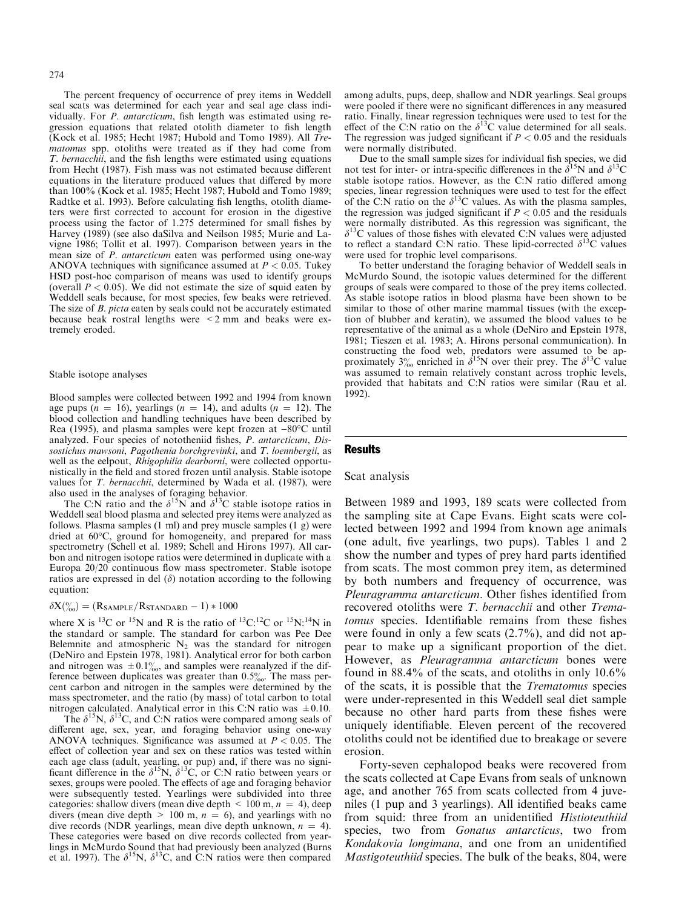The percent frequency of occurrence of prey items in Weddell seal scats was determined for each year and seal age class individually. For *P. antarcticum*, fish length was estimated using regression equations that related otolith diameter to fish length (Kock et al. 1985; Hecht 1987; Hubold and Tomo 1989). All *Trematomus* spp. otoliths were treated as if they had come from *T. bernacchii*, and the fish lengths were estimated using equations from Hecht (1987). Fish mass was not estimated because different equations in the literature produced values that differed by more than 100% (Kock et al. 1985; Hecht 1987; Hubold and Tomo 1989; Radtke et al. 1993). Before calculating fish lengths, otolith diameters were first corrected to account for erosion in the digestive process using the factor of 1.275 determined for small fishes by Harvey (1989) (see also daSilva and Neilson 1985; Murie and Lavigne 1986; Tollit et al. 1997). Comparison between years in the mean size of *P. antarcticum* eaten was performed using one-way ANOVA techniques with significance assumed at $P < 0.05$. Tukey HSD post-hoc comparison of means was used to identify groups (overall $P < 0.05$). We did not estimate the size of squid eaten by Weddell seals because, for most species, few beaks were retrieved. The size of *B. picta* eaten by seals could not be accurately estimated because beak rostral lengths were $<2$ mm and beaks were extremely eroded.

### Stable isotope analyses

Blood samples were collected between 1992 and 1994 from known age pups ($n = 16$), yearlings ($n = 14$), and adults ($n = 12$). The blood collection and handling techniques have been described by Rea (1995), and plasma samples were kept frozen at $-80°C$ until analyzed. Four species of nototheniid fishes, *P. antarcticum*, *Dissostichus mawsoni*, *Pagothenia borchgrevinki*, and *T. loennbergii*, as well as the eelpout, *Rhigophilia dearborni*, were collected opportunistically in the field and stored frozen until analysis. Stable isotope values for *T. bernacchii*, determined by Wada et al. (1987), were also used in the analyses of foraging behavior.

The C:N ratio and the $\delta^{15}N$ and $\delta^{13}C$ stable isotope ratios in Weddell seal blood plasma and selected prey items were analyzed as follows. Plasma samples (1 ml) and prey muscle samples (1 g) were dried at 60°C, ground for homogeneity, and prepared for mass spectrometry (Schell et al. 1989; Schell and Hirons 1997). All carbon and nitrogen isotope ratios were determined in duplicate with a Europa 20/20 continuous flow mass spectrometer. Stable isotope ratios are expressed in del ($\delta$) notation according to the following equation:

$$\delta X(‰) = (R_{SAMPLE}/R_{STANDARD} - 1) * 1000$$

where X is $^{13}C$ or $^{15}N$ and R is the ratio of $^{13}C$:$^{12}C$ or $^{15}N$:$^{14}N$ in the standard or sample. The standard for carbon was Pee Dee Belemnite and atmospheric $N_2$ was the standard for nitrogen (DeNiro and Epstein 1978, 1981). Analytical error for both carbon and nitrogen was $\pm 0.1‰$, and samples were reanalyzed if the difference between duplicates was greater than 0.5‰. The mass percent carbon and nitrogen in the samples were determined by the mass spectrometer, and the ratio (by mass) of total carbon to total nitrogen calculated. Analytical error in this C:N ratio was $\pm 0.10$.

The $\delta^{15}N$, $\delta^{13}C$, and C:N ratios were compared among seals of different age, sex, year, and foraging behavior using one-way ANOVA techniques. Significance was assumed at $P < 0.05$. The effect of collection year and sex on these ratios was tested within each age class (adult, yearling, or pup) and, if there was no significant difference in the $\delta^{15}N$, $\delta^{13}C$, or C:N ratio between years or sexes, groups were pooled. The effects of age and foraging behavior were subsequently tested. Yearlings were subdivided into three categories: shallow divers (mean dive depth $< 100$ m, $n = 4$), deep divers (mean dive depth $> 100$ m, $n = 6$), and yearlings with no dive records (NDR yearlings, mean dive depth unknown, $n = 4$). These categories were based on dive records collected from yearlings in McMurdo Sound that had previously been analyzed (Burns et al. 1997). The $\delta^{15}N$, $\delta^{13}C$, and C:N ratios were then compared among adults, pups, deep, shallow and NDR yearlings. Seal groups were pooled if there were no significant differences in any measured ratio. Finally, linear regression techniques were used to test for the effect of the C:N ratio on the $\delta^{13}C$ value determined for all seals. The regression was judged significant if $P < 0.05$ and the residuals were normally distributed.

Due to the small sample sizes for individual fish species, we did not test for inter- or intra-specific differences in the $\delta^{15}N$ and $\delta^{13}C$ stable isotope ratios. However, as the C:N ratio differed among species, linear regression techniques were used to test for the effect of the C:N ratio on the $\delta^{13}C$ values. As with the plasma samples, the regression was judged significant if $P < 0.05$ and the residuals were normally distributed. As this regression was significant, the $\delta^{13}C$ values of those fishes with elevated C:N values were adjusted to reflect a standard C:N ratio. These lipid-corrected $\delta^{13}C$ values were used for trophic level comparisons.

To better understand the foraging behavior of Weddell seals in McMurdo Sound, the isotopic values determined for the different groups of seals were compared to those of the prey items collected. As stable isotope ratios in blood plasma have been shown to be similar to those of other marine mammal tissues (with the exception of blubber and keratin), we assumed the blood values to be representative of the animal as a whole (DeNiro and Epstein 1978, 1981; Tieszen et al. 1983; A. Hirons personal communication). In constructing the food web, predators were assumed to be approximately 3‰ enriched in $\delta^{15}N$ over their prey. The $\delta^{13}C$ value was assumed to remain relatively constant across trophic levels, provided that habitats and C:N ratios were similar (Rau et al. 1992).

## Results

### Scat analysis

Between 1989 and 1993, 189 scats were collected from the sampling site at Cape Evans. Eight scats were collected between 1992 and 1994 from known age animals (one adult, five yearlings, two pups). Tables 1 and 2 show the number and types of prey hard parts identified from scats. The most common prey item, as determined by both numbers and frequency of occurrence, was *Pleuragramma antarcticum*. Other fishes identified from recovered otoliths were *T. bernacchii* and other *Trematomus* species. Identifiable remains from these fishes were found in only a few scats (2.7%), and did not appear to make up a significant proportion of the diet. However, as *Pleuragramma antarcticum* bones were found in 88.4% of the scats, and otoliths in only 10.6% of the scats, it is possible that the *Trematomus* species were under-represented in this Weddell seal diet sample because no other hard parts from these fishes were uniquely identifiable. Eleven percent of the recovered otoliths could not be identified due to breakage or severe erosion.

Forty-seven cephalopod beaks were recovered from the scats collected at Cape Evans from seals of unknown age, and another 765 from scats collected from 4 juveniles (1 pup and 3 yearlings). All identified beaks came from squid: three from an unidentified *Histioteuthiid* species, two from *Gonatus antarcticus*, two from *Kondakovia longimana*, and one from an unidentified *Mastigoteuthiid* species. The bulk of the beaks, 804, were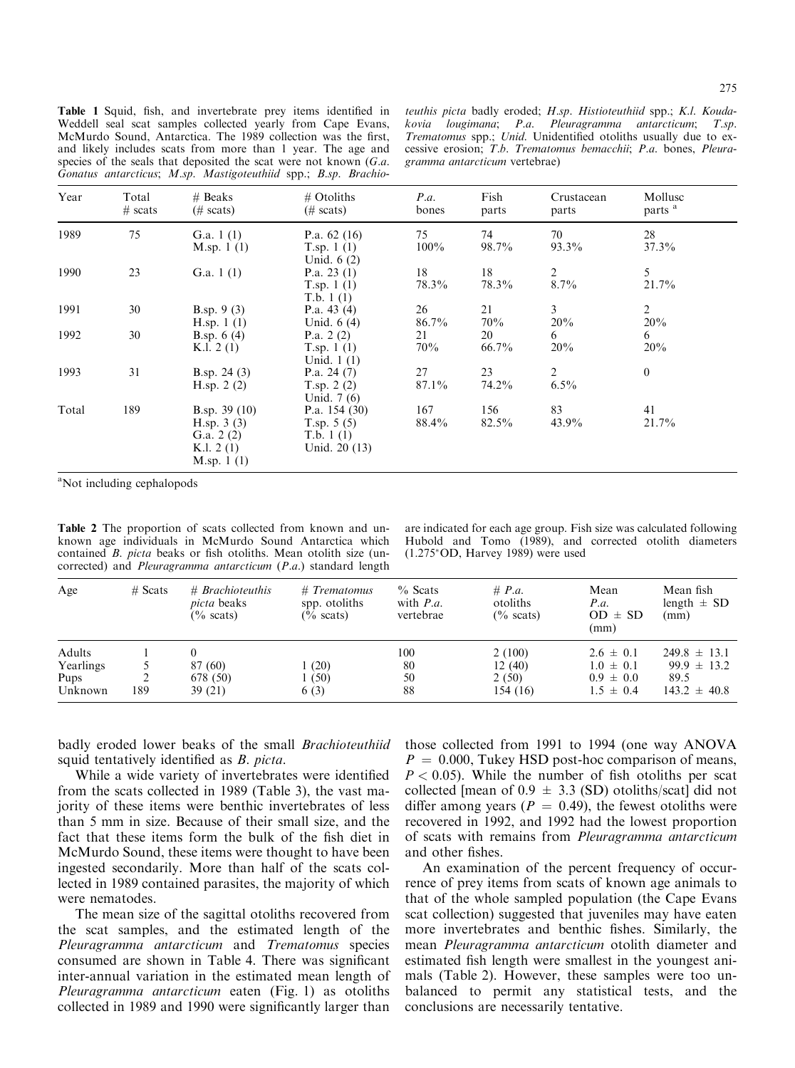**Table 1** Squid, fish, and invertebrate prey items identified in Weddell seal scat samples collected yearly from Cape Evans, McMurdo Sound, Antarctica. The 1989 collection was the first, and likely includes scats from more than 1 year. The age and species of the seals that deposited the scat were not known (*G.a. Gonatus antarcticus*; *M.sp. Mastigoteuthiid* spp.; *B.sp. Brachioteuthis picta* badly eroded; *H.sp. Histioteuthiid* spp.; *K.l. Koudakovia lougimana*; *P.a. Pleuragramma antarcticum*; *T.sp. Trematomus* spp.; *Unid.* Unidentified otoliths usually due to excessive erosion; *T.b. Trematomus bemacchii*; *P.a.* bones, *Pleuragramma antarcticum* vertebrae)

| Year | Total # scats | # Beaks (# scats) | # Otoliths (# scats) | *P.a.* bones | Fish parts | Crustacean parts | Mollusc parts [a] |
|---|---|---|---|---|---|---|---|
| 1989 | 75 | G.a. 1 (1)<br>M.sp. 1 (1) | P.a. 62 (16)<br>T.sp. 1 (1)<br>Unid. 6 (2) | 75<br>100% | 74<br>98.7% | 70<br>93.3% | 28<br>37.3% |
| 1990 | 23 | G.a. 1 (1) | P.a. 23 (1)<br>T.sp. 1 (1)<br>T.b. 1 (1) | 18<br>78.3% | 18<br>78.3% | 2<br>8.7% | 5<br>21.7% |
| 1991 | 30 | B.sp. 9 (3)<br>H.sp. 1 (1) | P.a. 43 (4)<br>Unid. 6 (4) | 26<br>86.7% | 21<br>70% | 3<br>20% | 2<br>20% |
| 1992 | 30 | B.sp. 6 (4)<br>K.l. 2 (1) | P.a. 2 (2)<br>T.sp. 1 (1)<br>Unid. 1 (1) | 21<br>70% | 20<br>66.7% | 6<br>20% | 6<br>20% |
| 1993 | 31 | B.sp. 24 (3)<br>H.sp. 2 (2) | P.a. 24 (7)<br>T.sp. 2 (2)<br>Unid. 7 (6) | 27<br>87.1% | 23<br>74.2% | 2<br>6.5% | 0 |
| Total | 189 | B.sp. 39 (10)<br>H.sp. 3 (3)<br>G.a. 2 (2)<br>K.l. 2 (1)<br>M.sp. 1 (1) | P.a. 154 (30)<br>T.sp. 5 (5)<br>T.b. 1 (1)<br>Unid. 20 (13) | 167<br>88.4% | 156<br>82.5% | 83<br>43.9% | 41<br>21.7% |

[a]Not including cephalopods

**Table 2** The proportion of scats collected from known and unknown age individuals in McMurdo Sound Antarctica which contained *B. picta* beaks or fish otoliths. Mean otolith size (uncorrected) and *Pleuragramma antarcticum* (*P.a.*) standard length are indicated for each age group. Fish size was calculated following Hubold and Tomo (1989), and corrected otolith diameters (1.275*OD, Harvey 1989) were used

| Age | # Scats | # *Brachioteuthis picta* beaks (% scats) | # *Trematomus* spp. otoliths (% scats) | % Scats with *P.a.* vertebrae | # *P.a.* otoliths (% scats) | Mean *P.a.* OD ± SD (mm) | Mean fish length ± SD (mm) |
|---|---|---|---|---|---|---|---|
| Adults | 1 | 0 | | 100 | 2 (100) | 2.6 ± 0.1 | 249.8 ± 13.1 |
| Yearlings | 5 | 87 (60) | 1 (20) | 80 | 12 (40) | 1.0 ± 0.1 | 99.9 ± 13.2 |
| Pups | 2 | 678 (50) | 1 (50) | 50 | 2 (50) | 0.9 ± 0.0 | 89.5 |
| Unknown | 189 | 39 (21) | 6 (3) | 88 | 154 (16) | 1.5 ± 0.4 | 143.2 ± 40.8 |

badly eroded lower beaks of the small *Brachioteuthiid* squid tentatively identified as *B. picta*.

While a wide variety of invertebrates were identified from the scats collected in 1989 (Table 3), the vast majority of these items were benthic invertebrates of less than 5 mm in size. Because of their small size, and the fact that these items form the bulk of the fish diet in McMurdo Sound, these items were thought to have been ingested secondarily. More than half of the scats collected in 1989 contained parasites, the majority of which were nematodes.

The mean size of the sagittal otoliths recovered from the scat samples, and the estimated length of the *Pleuragramma antarcticum* and *Trematomus* species consumed are shown in Table 4. There was significant inter-annual variation in the estimated mean length of *Pleuragramma antarcticum* eaten (Fig. 1) as otoliths collected in 1989 and 1990 were significantly larger than those collected from 1991 to 1994 (one way ANOVA $P = 0.000$, Tukey HSD post-hoc comparison of means, $P < 0.05$). While the number of fish otoliths per scat collected [mean of $0.9 \pm 3.3$ (SD) otoliths/scat] did not differ among years ($P = 0.49$), the fewest otoliths were recovered in 1992, and 1992 had the lowest proportion of scats with remains from *Pleuragramma antarcticum* and other fishes.

An examination of the percent frequency of occurrence of prey items from scats of known age animals to that of the whole sampled population (the Cape Evans scat collection) suggested that juveniles may have eaten more invertebrates and benthic fishes. Similarly, the mean *Pleuragramma antarcticum* otolith diameter and estimated fish length were smallest in the youngest animals (Table 2). However, these samples were too unbalanced to permit any statistical tests, and the conclusions are necessarily tentative.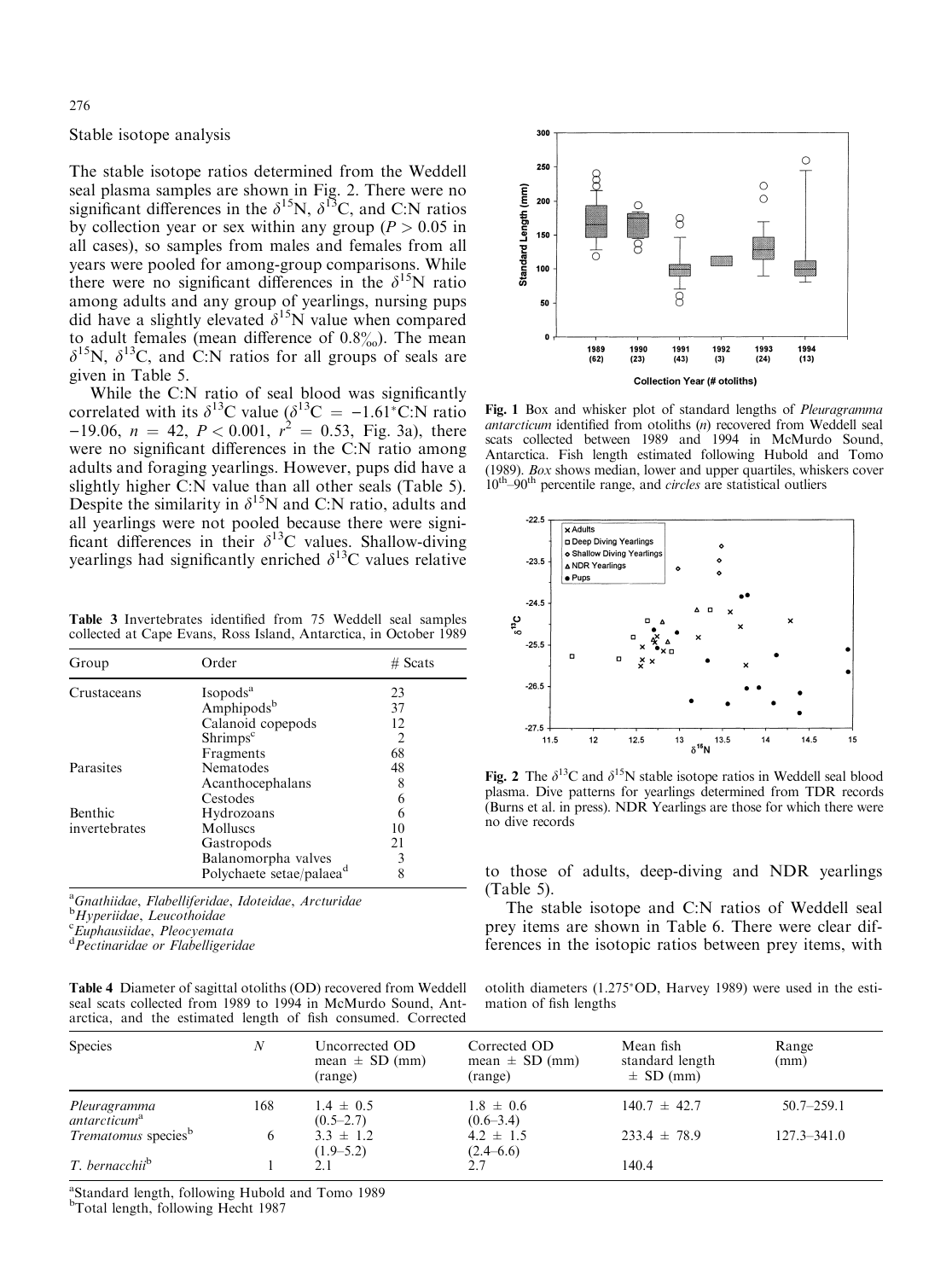## Stable isotope analysis

The stable isotope ratios determined from the Weddell seal plasma samples are shown in Fig. 2. There were no significant differences in the $\delta^{15}N$, $\delta^{13}C$, and C:N ratios by collection year or sex within any group ($P > 0.05$ in all cases), so samples from males and females from all years were pooled for among-group comparisons. While there were no significant differences in the $\delta^{15}N$ ratio among adults and any group of yearlings, nursing pups did have a slightly elevated $\delta^{15}N$ value when compared to adult females (mean difference of 0.8‰). The mean $\delta^{15}N$, $\delta^{13}C$, and C:N ratios for all groups of seals are given in Table 5.

While the C:N ratio of seal blood was significantly correlated with its $\delta^{13}C$ value ($\delta^{13}C = -1.61 * C{:}N$ ratio $-19.06$, $n = 42$, $P < 0.001$, $r^2 = 0.53$, Fig. 3a), there were no significant differences in the C:N ratio among adults and foraging yearlings. However, pups did have a slightly higher C:N value than all other seals (Table 5). Despite the similarity in $\delta^{15}N$ and C:N ratio, adults and all yearlings were not pooled because there were significant differences in their $\delta^{13}C$ values. Shallow-diving yearlings had significantly enriched $\delta^{13}C$ values relative to those of adults, deep-diving and NDR yearlings (Table 5).

The stable isotope and C:N ratios of Weddell seal prey items are shown in Table 6. There were clear differences in the isotopic ratios between prey items, with

**Fig. 1** Box and whisker plot of standard lengths of *Pleuragramma antarcticum* identified from otoliths (*n*) recovered from Weddell seal scats collected between 1989 and 1994 in McMurdo Sound, Antarctica. Fish length estimated following Hubold and Tomo (1989). *Box* shows median, lower and upper quartiles, whiskers cover 10th–90th percentile range, and *circles* are statistical outliers

**Fig. 2** The $\delta^{13}C$ and $\delta^{15}N$ stable isotope ratios in Weddell seal blood plasma. Dive patterns for yearlings determined from TDR records (Burns et al. in press). NDR Yearlings are those for which there were no dive records

**Table 3** Invertebrates identified from 75 Weddell seal samples collected at Cape Evans, Ross Island, Antarctica, in October 1989

| Group | Order | # Scats |
|---|---|---|
| Crustaceans | Isopods[a] | 23 |
| | Amphipods[b] | 37 |
| | Calanoid copepods | 12 |
| | Shrimps[c] | 2 |
| | Fragments | 68 |
| Parasites | Nematodes | 48 |
| | Acanthocephalans | 8 |
| | Cestodes | 6 |
| Benthic invertebrates | Hydrozoans | 6 |
| | Molluscs | 10 |
| | Gastropods | 21 |
| | Balanomorpha valves | 3 |
| | Polychaete setae/palaea[d] | 8 |

[a] *Gnathiidae*, *Flabelliferidae*, *Idoteidae*, *Arcturidae*
[b] *Hyperiidae*, *Leucothoidae*
[c] *Euphausiidae*, *Pleocyemata*
[d] *Pectinaridae or Flabelligeridae*

**Table 4** Diameter of sagittal otoliths (OD) recovered from Weddell seal scats collected from 1989 to 1994 in McMurdo Sound, Antarctica, and the estimated length of fish consumed. Corrected otolith diameters (1.275*OD, Harvey 1989) were used in the estimation of fish lengths

| Species | *N* | Uncorrected OD mean ± SD (mm) (range) | Corrected OD mean ± SD (mm) (range) | Mean fish standard length ± SD (mm) | Range (mm) |
|---|---|---|---|---|---|
| *Pleuragramma antarcticum*[a] | 168 | 1.4 ± 0.5 (0.5–2.7) | 1.8 ± 0.6 (0.6–3.4) | 140.7 ± 42.7 | 50.7–259.1 |
| *Trematomus* species[b] | 6 | 3.3 ± 1.2 (1.9–5.2) | 4.2 ± 1.5 (2.4–6.6) | 233.4 ± 78.9 | 127.3–341.0 |
| *T. bernacchii*[b] | 1 | 2.1 | 2.7 | 140.4 | |

[a] Standard length, following Hubold and Tomo 1989
[b] Total length, following Hecht 1987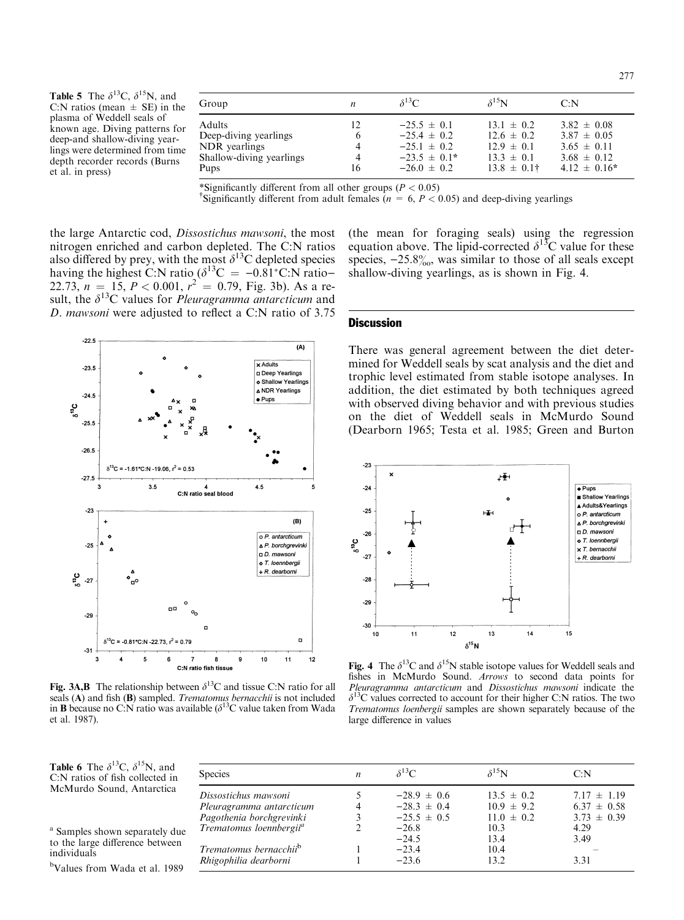**Table 5** The $\delta^{13}C$, $\delta^{15}N$, and C:N ratios (mean ± SE) in the plasma of Weddell seals of known age. Diving patterns for deep-and shallow-diving yearlings were determined from time depth recorder records (Burns et al. in press)

| Group | $n$ | $\delta^{13}C$ | $\delta^{15}N$ | C:N |
|---|---|---|---|---|
| Adults | 12 | −25.5 ± 0.1 | 13.1 ± 0.2 | 3.82 ± 0.08 |
| Deep-diving yearlings | 6 | −25.4 ± 0.2 | 12.6 ± 0.2 | 3.87 ± 0.05 |
| NDR yearlings | 4 | −25.1 ± 0.2 | 12.9 ± 0.1 | 3.65 ± 0.11 |
| Shallow-diving yearlings | 4 | −23.5 ± 0.1* | 13.3 ± 0.1 | 3.68 ± 0.12 |
| Pups | 16 | −26.0 ± 0.2 | 13.8 ± 0.1† | 4.12 ± 0.16* |

*Significantly different from all other groups ($P < 0.05$)

†Significantly different from adult females ($n = 6$, $P < 0.05$) and deep-diving yearlings

the large Antarctic cod, *Dissostichus mawsoni*, the most nitrogen enriched and carbon depleted. The C:N ratios also differed by prey, with the most $\delta^{13}C$ depleted species having the highest C:N ratio ($\delta^{13}C = -0.81$*C:N ratio−22.73, $n = 15$, $P < 0.001$, $r^2 = 0.79$, Fig. 3b). As a result, the $\delta^{13}C$ values for *Pleuragramma antarcticum* and *D. mawsoni* were adjusted to reflect a C:N ratio of 3.75 (the mean for foraging seals) using the regression equation above. The lipid-corrected $\delta^{13}C$ value for these species, −25.8‰, was similar to those of all seals except shallow-diving yearlings, as is shown in Fig. 4.

**Fig. 3A,B** The relationship between $\delta^{13}C$ and tissue C:N ratio for all seals (**A**) and fish (**B**) sampled. *Trematomus bernacchii* is not included in **B** because no C:N ratio was available ($\delta^{13}C$ value taken from Wada et al. 1987).

## Discussion

There was general agreement between the diet determined for Weddell seals by scat analysis and the diet and trophic level estimated from stable isotope analyses. In addition, the diet estimated by both techniques agreed with observed diving behavior and with previous studies on the diet of Weddell seals in McMurdo Sound (Dearborn 1965; Testa et al. 1985; Green and Burton

**Fig. 4** The $\delta^{13}C$ and $\delta^{15}N$ stable isotope values for Weddell seals and fishes in McMurdo Sound. *Arrows* to second data points for *Pleuragramma antarcticum* and *Dissostichus mawsoni* indicate the $\delta^{13}C$ values corrected to account for their higher C:N ratios. The two *Trematomus loenbergii* samples are shown separately because of the large difference in values

**Table 6** The $\delta^{13}C$, $\delta^{15}N$, and C:N ratios of fish collected in McMurdo Sound, Antarctica

| Species | $n$ | $\delta^{13}C$ | $\delta^{15}N$ | C:N |
|---|---|---|---|---|
| *Dissostichus mawsoni* | 5 | −28.9 ± 0.6 | 13.5 ± 0.2 | 7.17 ± 1.19 |
| *Pleuragramma antarcticum* | 4 | −28.3 ± 0.4 | 10.9 ± 9.2 | 6.37 ± 0.58 |
| *Pagothenia borchgrevinki* | 3 | −25.5 ± 0.5 | 11.0 ± 0.2 | 3.73 ± 0.39 |
| *Trematomus loennbergii*[a] | 2 | −26.8 | 10.3 | 4.29 |
| | | −24.5 | 13.4 | 3.49 |
| *Trematomus bernacchii*[b] | 1 | −23.4 | 10.4 | – |
| *Rhigophilia dearborni* | 1 | −23.6 | 13.2 | 3.31 |

[a] Samples shown separately due to the large difference between individuals

[b] Values from Wada et al. 1989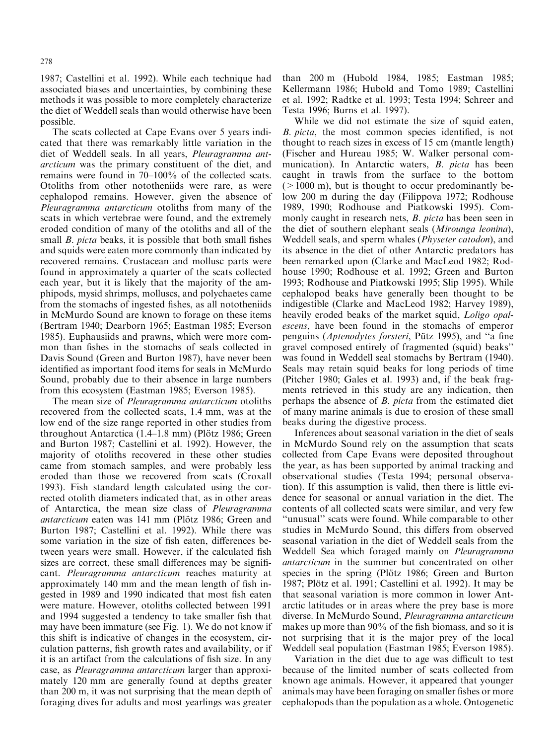1987; Castellini et al. 1992). While each technique had associated biases and uncertainties, by combining these methods it was possible to more completely characterize the diet of Weddell seals than would otherwise have been possible.

The scats collected at Cape Evans over 5 years indicated that there was remarkably little variation in the diet of Weddell seals. In all years, *Pleuragramma antarcticum* was the primary constituent of the diet, and remains were found in 70–100% of the collected scats. Otoliths from other nototheniids were rare, as were cephalopod remains. However, given the absence of *Pleuragramma antarcticum* otoliths from many of the scats in which vertebrae were found, and the extremely eroded condition of many of the otoliths and all of the small *B. picta* beaks, it is possible that both small fishes and squids were eaten more commonly than indicated by recovered remains. Crustacean and mollusc parts were found in approximately a quarter of the scats collected each year, but it is likely that the majority of the amphipods, mysid shrimps, molluscs, and polychaetes came from the stomachs of ingested fishes, as all nototheniids in McMurdo Sound are known to forage on these items (Bertram 1940; Dearborn 1965; Eastman 1985; Everson 1985). Euphausiids and prawns, which were more common than fishes in the stomachs of seals collected in Davis Sound (Green and Burton 1987), have never been identified as important food items for seals in McMurdo Sound, probably due to their absence in large numbers from this ecosystem (Eastman 1985; Everson 1985).

The mean size of *Pleuragramma antarcticum* otoliths recovered from the collected scats, 1.4 mm, was at the low end of the size range reported in other studies from throughout Antarctica (1.4–1.8 mm) (Plötz 1986; Green and Burton 1987; Castellini et al. 1992). However, the majority of otoliths recovered in these other studies came from stomach samples, and were probably less eroded than those we recovered from scats (Croxall 1993). Fish standard length calculated using the corrected otolith diameters indicated that, as in other areas of Antarctica, the mean size class of *Pleuragramma antarcticum* eaten was 141 mm (Plötz 1986; Green and Burton 1987; Castellini et al. 1992). While there was some variation in the size of fish eaten, differences between years were small. However, if the calculated fish sizes are correct, these small differences may be significant. *Pleuragramma antarcticum* reaches maturity at approximately 140 mm and the mean length of fish ingested in 1989 and 1990 indicated that most fish eaten were mature. However, otoliths collected between 1991 and 1994 suggested a tendency to take smaller fish that may have been immature (see Fig. 1). We do not know if this shift is indicative of changes in the ecosystem, circulation patterns, fish growth rates and availability, or if it is an artifact from the calculations of fish size. In any case, as *Pleuragramma antarcticum* larger than approximately 120 mm are generally found at depths greater than 200 m, it was not surprising that the mean depth of foraging dives for adults and most yearlings was greater than 200 m (Hubold 1984, 1985; Eastman 1985; Kellermann 1986; Hubold and Tomo 1989; Castellini et al. 1992; Radtke et al. 1993; Testa 1994; Schreer and Testa 1996; Burns et al. 1997).

While we did not estimate the size of squid eaten, *B. picta*, the most common species identified, is not thought to reach sizes in excess of 15 cm (mantle length) (Fischer and Hureau 1985; W. Walker personal communication). In Antarctic waters, *B. picta* has been caught in trawls from the surface to the bottom (> 1000 m), but is thought to occur predominantly below 200 m during the day (Filippova 1972; Rodhouse 1989, 1990; Rodhouse and Piatkowski 1995). Commonly caught in research nets, *B. picta* has been seen in the diet of southern elephant seals (*Mirounga leonina*), Weddell seals, and sperm whales (*Physeter catodon*), and its absence in the diet of other Antarctic predators has been remarked upon (Clarke and MacLeod 1982; Rodhouse 1990; Rodhouse et al. 1992; Green and Burton 1993; Rodhouse and Piatkowski 1995; Slip 1995). While cephalopod beaks have generally been thought to be indigestible (Clarke and MacLeod 1982; Harvey 1989), heavily eroded beaks of the market squid, *Loligo opalescens*, have been found in the stomachs of emperor penguins (*Aptenodytes forsteri*, Pütz 1995), and "a fine gravel composed entirely of fragmented (squid) beaks" was found in Weddell seal stomachs by Bertram (1940). Seals may retain squid beaks for long periods of time (Pitcher 1980; Gales et al. 1993) and, if the beak fragments retrieved in this study are any indication, then perhaps the absence of *B. picta* from the estimated diet of many marine animals is due to erosion of these small beaks during the digestive process.

Inferences about seasonal variation in the diet of seals in McMurdo Sound rely on the assumption that scats collected from Cape Evans were deposited throughout the year, as has been supported by animal tracking and observational studies (Testa 1994; personal observation). If this assumption is valid, then there is little evidence for seasonal or annual variation in the diet. The contents of all collected scats were similar, and very few "unusual" scats were found. While comparable to other studies in McMurdo Sound, this differs from observed seasonal variation in the diet of Weddell seals from the Weddell Sea which foraged mainly on *Pleuragramma antarcticum* in the summer but concentrated on other species in the spring (Plötz 1986; Green and Burton 1987; Plötz et al. 1991; Castellini et al. 1992). It may be that seasonal variation is more common in lower Antarctic latitudes or in areas where the prey base is more diverse. In McMurdo Sound, *Pleuragramma antarcticum* makes up more than 90% of the fish biomass, and so it is not surprising that it is the major prey of the local Weddell seal population (Eastman 1985; Everson 1985).

Variation in the diet due to age was difficult to test because of the limited number of scats collected from known age animals. However, it appeared that younger animals may have been foraging on smaller fishes or more cephalopods than the population as a whole. Ontogenetic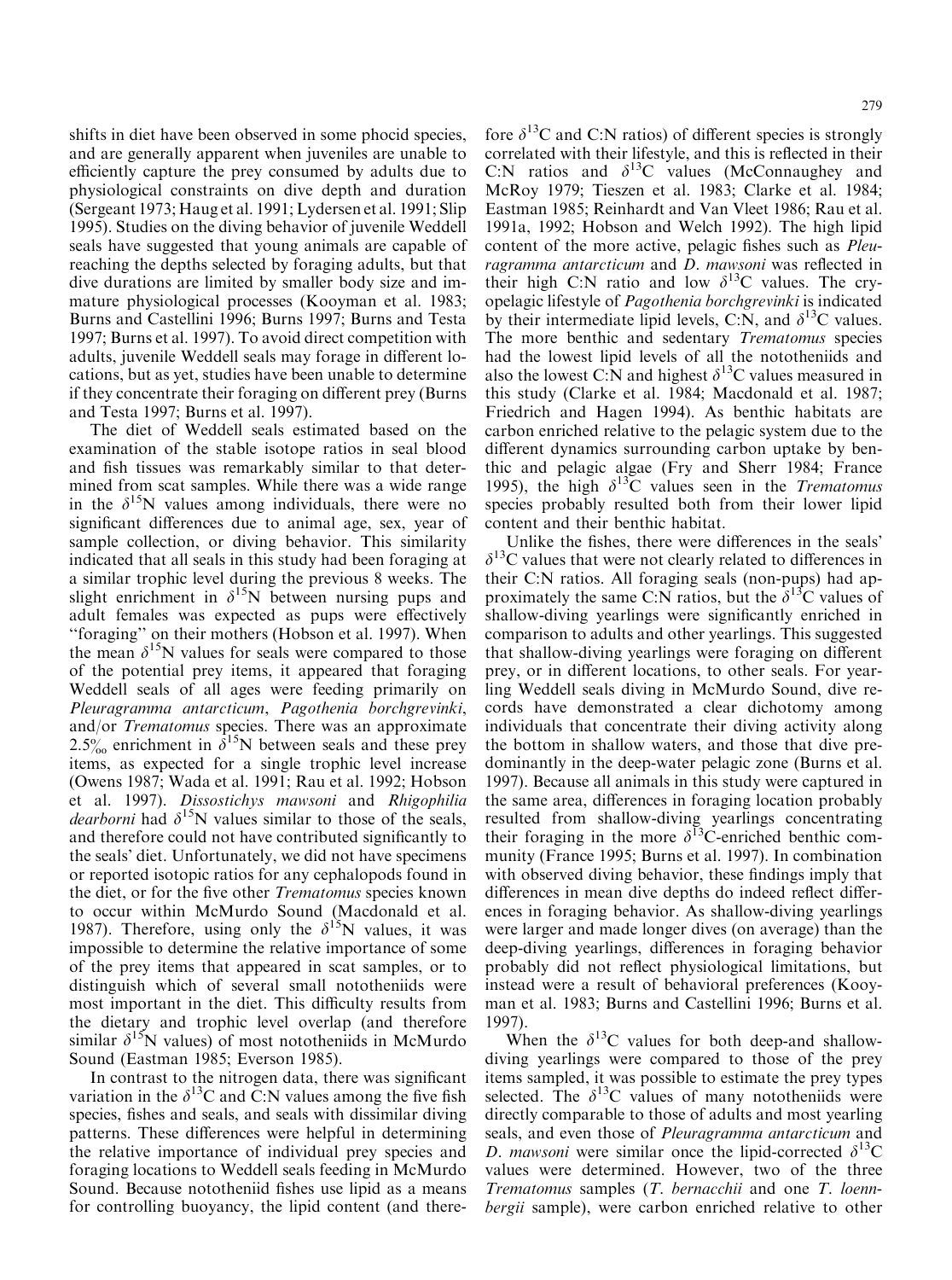shifts in diet have been observed in some phocid species, and are generally apparent when juveniles are unable to efficiently capture the prey consumed by adults due to physiological constraints on dive depth and duration (Sergeant 1973; Haug et al. 1991; Lydersen et al. 1991; Slip 1995). Studies on the diving behavior of juvenile Weddell seals have suggested that young animals are capable of reaching the depths selected by foraging adults, but that dive durations are limited by smaller body size and immature physiological processes (Kooyman et al. 1983; Burns and Castellini 1996; Burns 1997; Burns and Testa 1997; Burns et al. 1997). To avoid direct competition with adults, juvenile Weddell seals may forage in different locations, but as yet, studies have been unable to determine if they concentrate their foraging on different prey (Burns and Testa 1997; Burns et al. 1997).

The diet of Weddell seals estimated based on the examination of the stable isotope ratios in seal blood and fish tissues was remarkably similar to that determined from scat samples. While there was a wide range in the $\delta^{15}N$ values among individuals, there were no significant differences due to animal age, sex, year of sample collection, or diving behavior. This similarity indicated that all seals in this study had been foraging at a similar trophic level during the previous 8 weeks. The slight enrichment in $\delta^{15}N$ between nursing pups and adult females was expected as pups were effectively "foraging" on their mothers (Hobson et al. 1997). When the mean $\delta^{15}N$ values for seals were compared to those of the potential prey items, it appeared that foraging Weddell seals of all ages were feeding primarily on *Pleuragramma antarcticum*, *Pagothenia borchgrevinki*, and/or *Trematomus* species. There was an approximate 2.5‰ enrichment in $\delta^{15}N$ between seals and these prey items, as expected for a single trophic level increase (Owens 1987; Wada et al. 1991; Rau et al. 1992; Hobson et al. 1997). *Dissostichys mawsoni* and *Rhigophilia dearborni* had $\delta^{15}N$ values similar to those of the seals, and therefore could not have contributed significantly to the seals' diet. Unfortunately, we did not have specimens or reported isotopic ratios for any cephalopods found in the diet, or for the five other *Trematomus* species known to occur within McMurdo Sound (Macdonald et al. 1987). Therefore, using only the $\delta^{15}N$ values, it was impossible to determine the relative importance of some of the prey items that appeared in scat samples, or to distinguish which of several small nototheniids were most important in the diet. This difficulty results from the dietary and trophic level overlap (and therefore similar $\delta^{15}N$ values) of most nototheniids in McMurdo Sound (Eastman 1985; Everson 1985).

In contrast to the nitrogen data, there was significant variation in the $\delta^{13}C$ and C:N values among the five fish species, fishes and seals, and seals with dissimilar diving patterns. These differences were helpful in determining the relative importance of individual prey species and foraging locations to Weddell seals feeding in McMurdo Sound. Because nototheniid fishes use lipid as a means for controlling buoyancy, the lipid content (and therefore $\delta^{13}C$ and C:N ratios) of different species is strongly correlated with their lifestyle, and this is reflected in their C:N ratios and $\delta^{13}C$ values (McConnaughey and McRoy 1979; Tieszen et al. 1983; Clarke et al. 1984; Eastman 1985; Reinhardt and Van Vleet 1986; Rau et al. 1991a, 1992; Hobson and Welch 1992). The high lipid content of the more active, pelagic fishes such as *Pleuragramma antarcticum* and *D. mawsoni* was reflected in their high C:N ratio and low $\delta^{13}C$ values. The cryopelagic lifestyle of *Pagothenia borchgrevinki* is indicated by their intermediate lipid levels, C:N, and $\delta^{13}C$ values. The more benthic and sedentary *Trematomus* species had the lowest lipid levels of all the nototheniids and also the lowest C:N and highest $\delta^{13}C$ values measured in this study (Clarke et al. 1984; Macdonald et al. 1987; Friedrich and Hagen 1994). As benthic habitats are carbon enriched relative to the pelagic system due to the different dynamics surrounding carbon uptake by benthic and pelagic algae (Fry and Sherr 1984; France 1995), the high $\delta^{13}C$ values seen in the *Trematomus* species probably resulted both from their lower lipid content and their benthic habitat.

Unlike the fishes, there were differences in the seals' $\delta^{13}C$ values that were not clearly related to differences in their C:N ratios. All foraging seals (non-pups) had approximately the same C:N ratios, but the $\delta^{13}C$ values of shallow-diving yearlings were significantly enriched in comparison to adults and other yearlings. This suggested that shallow-diving yearlings were foraging on different prey, or in different locations, to other seals. For yearling Weddell seals diving in McMurdo Sound, dive records have demonstrated a clear dichotomy among individuals that concentrate their diving activity along the bottom in shallow waters, and those that dive predominantly in the deep-water pelagic zone (Burns et al. 1997). Because all animals in this study were captured in the same area, differences in foraging location probably resulted from shallow-diving yearlings concentrating their foraging in the more $\delta^{13}C$-enriched benthic community (France 1995; Burns et al. 1997). In combination with observed diving behavior, these findings imply that differences in mean dive depths do indeed reflect differences in foraging behavior. As shallow-diving yearlings were larger and made longer dives (on average) than the deep-diving yearlings, differences in foraging behavior probably did not reflect physiological limitations, but instead were a result of behavioral preferences (Kooyman et al. 1983; Burns and Castellini 1996; Burns et al. 1997).

When the $\delta^{13}C$ values for both deep-and shallow-diving yearlings were compared to those of the prey items sampled, it was possible to estimate the prey types selected. The $\delta^{13}C$ values of many nototheniids were directly comparable to those of adults and most yearling seals, and even those of *Pleuragramma antarcticum* and *D. mawsoni* were similar once the lipid-corrected $\delta^{13}C$ values were determined. However, two of the three *Trematomus* samples (*T. bernacchii* and one *T. loennbergii* sample), were carbon enriched relative to other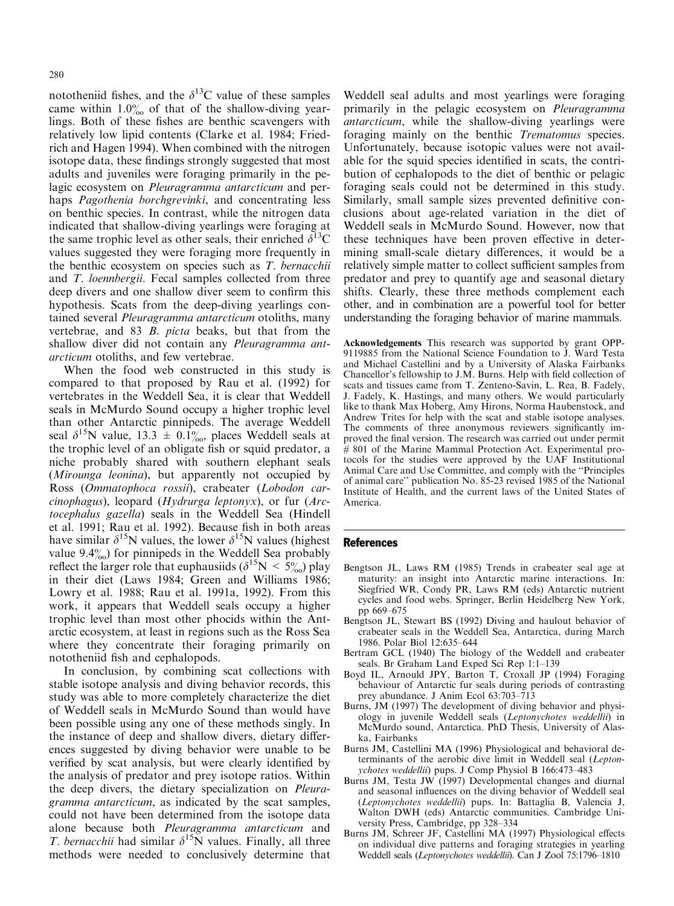nototheniid fishes, and the $\delta^{13}C$ value of these samples came within 1.0‰ of that of the shallow-diving yearlings. Both of these fishes are benthic scavengers with relatively low lipid contents (Clarke et al. 1984; Friedrich and Hagen 1994). When combined with the nitrogen isotope data, these findings strongly suggested that most adults and juveniles were foraging primarily in the pelagic ecosystem on *Pleuragramma antarcticum* and perhaps *Pagothenia borchgrevinki*, and concentrating less on benthic species. In contrast, while the nitrogen data indicated that shallow-diving yearlings were foraging at the same trophic level as other seals, their enriched $\delta^{13}C$ values suggested they were foraging more frequently in the benthic ecosystem on species such as *T. bernacchii* and *T. loennbergii*. Fecal samples collected from three deep divers and one shallow diver seem to confirm this hypothesis. Scats from the deep-diving yearlings contained several *Pleuragramma antarcticum* otoliths, many vertebrae, and 83 *B. picta* beaks, but that from the shallow diver did not contain any *Pleuragramma antarcticum* otoliths, and few vertebrae.

When the food web constructed in this study is compared to that proposed by Rau et al. (1992) for vertebrates in the Weddell Sea, it is clear that Weddell seals in McMurdo Sound occupy a higher trophic level than other Antarctic pinnipeds. The average Weddell seal $\delta^{15}N$ value, 13.3 ± 0.1‰, places Weddell seals at the trophic level of an obligate fish or squid predator, a niche probably shared with southern elephant seals (*Mirounga leonina*), but apparently not occupied by Ross (*Ommatophoca rossii*), crabeater (*Lobodon carcinophagus*), leopard (*Hydrurga leptonyx*), or fur (*Arctocephalus gazella*) seals in the Weddell Sea (Hindell et al. 1991; Rau et al. 1992). Because fish in both areas have similar $\delta^{15}N$ values, the lower $\delta^{15}N$ values (highest value 9.4‰) for pinnipeds in the Weddell Sea probably reflect the larger role that euphausiids ($\delta^{15}N$ < 5‰) play in their diet (Laws 1984; Green and Williams 1986; Lowry et al. 1988; Rau et al. 1991a, 1992). From this work, it appears that Weddell seals occupy a higher trophic level than most other phocids within the Antarctic ecosystem, at least in regions such as the Ross Sea where they concentrate their foraging primarily on nototheniid fish and cephalopods.

In conclusion, by combining scat collections with stable isotope analysis and diving behavior records, this study was able to more completely characterize the diet of Weddell seals in McMurdo Sound than would have been possible using any one of these methods singly. In the instance of deep and shallow divers, dietary differences suggested by diving behavior were unable to be verified by scat analysis, but were clearly identified by the analysis of predator and prey isotope ratios. Within the deep divers, the dietary specialization on *Pleuragramma antarcticum*, as indicated by the scat samples, could not have been determined from the isotope data alone because both *Pleuragramma antarcticum* and *T. bernacchii* had similar $\delta^{15}N$ values. Finally, all three methods were needed to conclusively determine that Weddell seal adults and most yearlings were foraging primarily in the pelagic ecosystem on *Pleuragramma antarcticum*, while the shallow-diving yearlings were foraging mainly on the benthic *Trematomus* species. Unfortunately, because isotopic values were not available for the squid species identified in scats, the contribution of cephalopods to the diet of benthic or pelagic foraging seals could not be determined in this study. Similarly, small sample sizes prevented definitive conclusions about age-related variation in the diet of Weddell seals in McMurdo Sound. However, now that these techniques have been proven effective in determining small-scale dietary differences, it would be a relatively simple matter to collect sufficient samples from predator and prey to quantify age and seasonal dietary shifts. Clearly, these three methods complement each other, and in combination are a powerful tool for better understanding the foraging behavior of marine mammals.

**Acknowledgements** This research was supported by grant OPP-9119885 from the National Science Foundation to J. Ward Testa and Michael Castellini and by a University of Alaska Fairbanks Chancellor's fellowship to J.M. Burns. Help with field collection of scats and tissues came from T. Zenteno-Savin, L. Rea, B. Fadely, J. Fadely, K. Hastings, and many others. We would particularly like to thank Max Hoberg, Amy Hirons, Norma Haubenstock, and Andrew Trites for help with the scat and stable isotope analyses. The comments of three anonymous reviewers significantly improved the final version. The research was carried out under permit # 801 of the Marine Mammal Protection Act. Experimental protocols for the studies were approved by the UAF Institutional Animal Care and Use Committee, and comply with the "Principles of animal care" publication No. 85-23 revised 1985 of the National Institute of Health, and the current laws of the United States of America.

## References

Bengtson JL, Laws RM (1985) Trends in crabeater seal age at maturity: an insight into Antarctic marine interactions. In: Siegfried WR, Condy PR, Laws RM (eds) Antarctic nutrient cycles and food webs. Springer, Berlin Heidelberg New York, pp 669–675

Bengtson JL, Stewart BS (1992) Diving and haulout behavior of crabeater seals in the Weddell Sea, Antarctica, during March 1986. Polar Biol 12:635–644

Bertram GCL (1940) The biology of the Weddell and crabeater seals. Br Graham Land Exped Sci Rep 1:1–139

Boyd IL, Arnould JPY, Barton T, Croxall JP (1994) Foraging behaviour of Antarctic fur seals during periods of contrasting prey abundance. J Anim Ecol 63:703–713

Burns, JM (1997) The development of diving behavior and physiology in juvenile Weddell seals (*Leptonychotes weddellii*) in McMurdo sound, Antarctica. PhD Thesis, University of Alaska, Fairbanks

Burns JM, Castellini MA (1996) Physiological and behavioral determinants of the aerobic dive limit in Weddell seal (*Leptonychotes weddellii*) pups. J Comp Physiol B 166:473–483

Burns JM, Testa JW (1997) Developmental changes and diurnal and seasonal influences on the diving behavior of Weddell seal (*Leptonychotes weddellii*) pups. In: Battaglia B, Valencia J, Walton DWH (eds) Antarctic communities. Cambridge University Press, Cambridge, pp 328–334

Burns JM, Schreer JF, Castellini MA (1997) Physiological effects on individual dive patterns and foraging strategies in yearling Weddell seals (*Leptonychotes weddellii*). Can J Zool 75:1796–1810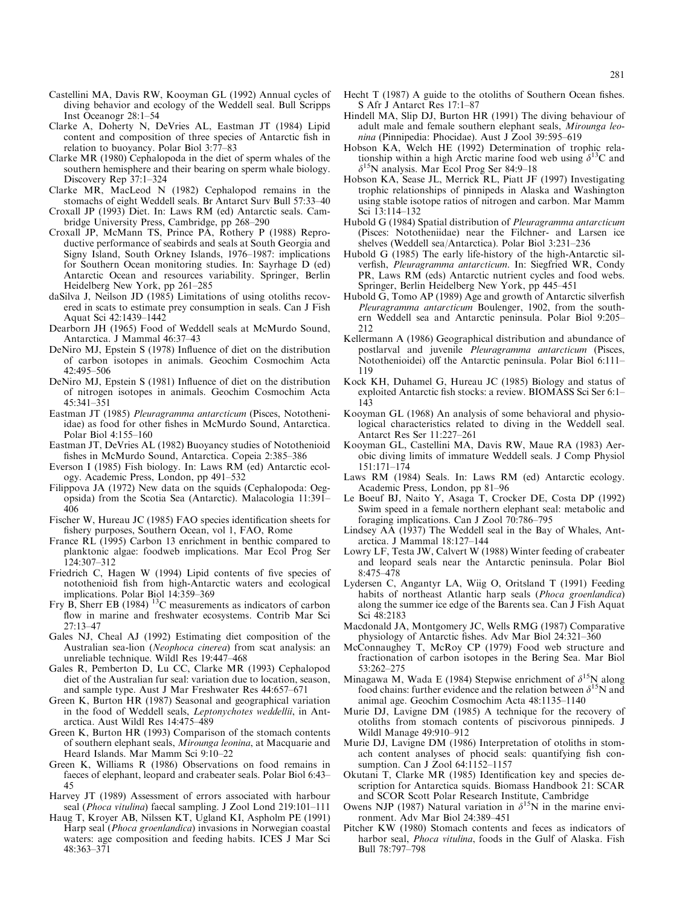Castellini MA, Davis RW, Kooyman GL (1992) Annual cycles of diving behavior and ecology of the Weddell seal. Bull Scripps Inst Oceanogr 28:1–54

Clarke A, Doherty N, DeVries AL, Eastman JT (1984) Lipid content and composition of three species of Antarctic fish in relation to buoyancy. Polar Biol 3:77–83

Clarke MR (1980) Cephalopoda in the diet of sperm whales of the southern hemisphere and their bearing on sperm whale biology. Discovery Rep 37:1–324

Clarke MR, MacLeod N (1982) Cephalopod remains in the stomachs of eight Weddell seals. Br Antarct Surv Bull 57:33–40

Croxall JP (1993) Diet. In: Laws RM (ed) Antarctic seals. Cambridge University Press, Cambridge, pp 268–290

Croxall JP, McMann TS, Prince PA, Rothery P (1988) Reproductive performance of seabirds and seals at South Georgia and Signy Island, South Orkney Islands, 1976–1987: implications for Southern Ocean monitoring studies. In: Sayrhage D (ed) Antarctic Ocean and resources variability. Springer, Berlin Heidelberg New York, pp 261–285

daSilva J, Neilson JD (1985) Limitations of using otoliths recovered in scats to estimate prey consumption in seals. Can J Fish Aquat Sci 42:1439–1442

Dearborn JH (1965) Food of Weddell seals at McMurdo Sound, Antarctica. J Mammal 46:37–43

DeNiro MJ, Epstein S (1978) Influence of diet on the distribution of carbon isotopes in animals. Geochim Cosmochim Acta 42:495–506

DeNiro MJ, Epstein S (1981) Influence of diet on the distribution of nitrogen isotopes in animals. Geochim Cosmochim Acta 45:341–351

Eastman JT (1985) *Pleuragramma antarcticum* (Pisces, Nototheniidae) as food for other fishes in McMurdo Sound, Antarctica. Polar Biol 4:155–160

Eastman JT, DeVries AL (1982) Buoyancy studies of Notothenioid fishes in McMurdo Sound, Antarctica. Copeia 2:385–386

Everson I (1985) Fish biology. In: Laws RM (ed) Antarctic ecology. Academic Press, London, pp 491–532

Filippova JA (1972) New data on the squids (Cephalopoda: Oegopsida) from the Scotia Sea (Antarctic). Malacologia 11:391–406

Fischer W, Hureau JC (1985) FAO species identification sheets for fishery purposes, Southern Ocean, vol 1, FAO, Rome

France RL (1995) Carbon 13 enrichment in benthic compared to planktonic algae: foodweb implications. Mar Ecol Prog Ser 124:307–312

Friedrich C, Hagen W (1994) Lipid contents of five species of notothenioid fish from high-Antarctic waters and ecological implications. Polar Biol 14:359–369

Fry B, Sherr EB (1984) $^{13}$C measurements as indicators of carbon flow in marine and freshwater ecosystems. Contrib Mar Sci 27:13–47

Gales NJ, Cheal AJ (1992) Estimating diet composition of the Australian sea-lion (*Neophoca cinerea*) from scat analysis: an unreliable technique. Wildl Res 19:447–468

Gales R, Pemberton D, Lu CC, Clarke MR (1993) Cephalopod diet of the Australian fur seal: variation due to location, season, and sample type. Aust J Mar Freshwater Res 44:657–671

Green K, Burton HR (1987) Seasonal and geographical variation in the food of Weddell seals, *Leptonychotes weddellii*, in Antarctica. Aust Wildl Res 14:475–489

Green K, Burton HR (1993) Comparison of the stomach contents of southern elephant seals, *Mirounga leonina*, at Macquarie and Heard Islands. Mar Mamm Sci 9:10–22

Green K, Williams R (1986) Observations on food remains in faeces of elephant, leopard and crabeater seals. Polar Biol 6:43–45

Harvey JT (1989) Assessment of errors associated with harbour seal (*Phoca vitulina*) faecal sampling. J Zool Lond 219:101–111

Haug T, Kroyer AB, Nilssen KT, Ugland KI, Aspholm PE (1991) Harp seal (*Phoca groenlandica*) invasions in Norwegian coastal waters: age composition and feeding habits. ICES J Mar Sci 48:363–371

Hecht T (1987) A guide to the otoliths of Southern Ocean fishes. S Afr J Antarct Res 17:1–87

Hindell MA, Slip DJ, Burton HR (1991) The diving behaviour of adult male and female southern elephant seals, *Mirounga leonina* (Pinnipedia: Phocidae). Aust J Zool 39:595–619

Hobson KA, Welch HE (1992) Determination of trophic relationship within a high Arctic marine food web using $\delta^{13}$C and $\delta^{15}$N analysis. Mar Ecol Prog Ser 84:9–18

Hobson KA, Sease JL, Merrick RL, Piatt JF (1997) Investigating trophic relationships of pinnipeds in Alaska and Washington using stable isotope ratios of nitrogen and carbon. Mar Mamm Sci 13:114–132

Hubold G (1984) Spatial distribution of *Pleuragramma antarcticum* (Pisces: Nototheniidae) near the Filchner- and Larsen ice shelves (Weddell sea/Antarctica). Polar Biol 3:231–236

Hubold G (1985) The early life-history of the high-Antarctic silverfish, *Pleuragramma antarcticum*. In: Siegfried WR, Condy PR, Laws RM (eds) Antarctic nutrient cycles and food webs. Springer, Berlin Heidelberg New York, pp 445–451

Hubold G, Tomo AP (1989) Age and growth of Antarctic silverfish *Pleuragramma antarcticum* Boulenger, 1902, from the southern Weddell sea and Antarctic peninsula. Polar Biol 9:205–212

Kellermann A (1986) Geographical distribution and abundance of postlarval and juvenile *Pleuragramma antarcticum* (Pisces, Notothenioidei) off the Antarctic peninsula. Polar Biol 6:111–119

Kock KH, Duhamel G, Hureau JC (1985) Biology and status of exploited Antarctic fish stocks: a review. BIOMASS Sci Ser 6:1–143

Kooyman GL (1968) An analysis of some behavioral and physiological characteristics related to diving in the Weddell seal. Antarct Res Ser 11:227–261

Kooyman GL, Castellini MA, Davis RW, Maue RA (1983) Aerobic diving limits of immature Weddell seals. J Comp Physiol 151:171–174

Laws RM (1984) Seals. In: Laws RM (ed) Antarctic ecology. Academic Press, London, pp 81–96

Le Boeuf BJ, Naito Y, Asaga T, Crocker DE, Costa DP (1992) Swim speed in a female northern elephant seal: metabolic and foraging implications. Can J Zool 70:786–795

Lindsey AA (1937) The Weddell seal in the Bay of Whales, Antarctica. J Mammal 18:127–144

Lowry LF, Testa JW, Calvert W (1988) Winter feeding of crabeater and leopard seals near the Antarctic peninsula. Polar Biol 8:475–478

Lydersen C, Angantyr LA, Wiig O, Oritsland T (1991) Feeding habits of northeast Atlantic harp seals (*Phoca groenlandica*) along the summer ice edge of the Barents sea. Can J Fish Aquat Sci 48:2183

Macdonald JA, Montgomery JC, Wells RMG (1987) Comparative physiology of Antarctic fishes. Adv Mar Biol 24:321–360

McConnaughey T, McRoy CP (1979) Food web structure and fractionation of carbon isotopes in the Bering Sea. Mar Biol 53:262–275

Minagawa M, Wada E (1984) Stepwise enrichment of $\delta^{15}$N along food chains: further evidence and the relation between $\delta^{15}$N and animal age. Geochim Cosmochim Acta 48:1135–1140

Murie DJ, Lavigne DM (1985) A technique for the recovery of otoliths from stomach contents of piscivorous pinnipeds. J Wildl Manage 49:910–912

Murie DJ, Lavigne DM (1986) Interpretation of otoliths in stomach content analyses of phocid seals: quantifying fish consumption. Can J Zool 64:1152–1157

Okutani T, Clarke MR (1985) Identification key and species description for Antarctica squids. Biomass Handbook 21: SCAR and SCOR Scott Polar Research Institute, Cambridge

Owens NJP (1987) Natural variation in $\delta^{15}$N in the marine environment. Adv Mar Biol 24:389–451

Pitcher KW (1980) Stomach contents and feces as indicators of harbor seal, *Phoca vitulina*, foods in the Gulf of Alaska. Fish Bull 78:797–798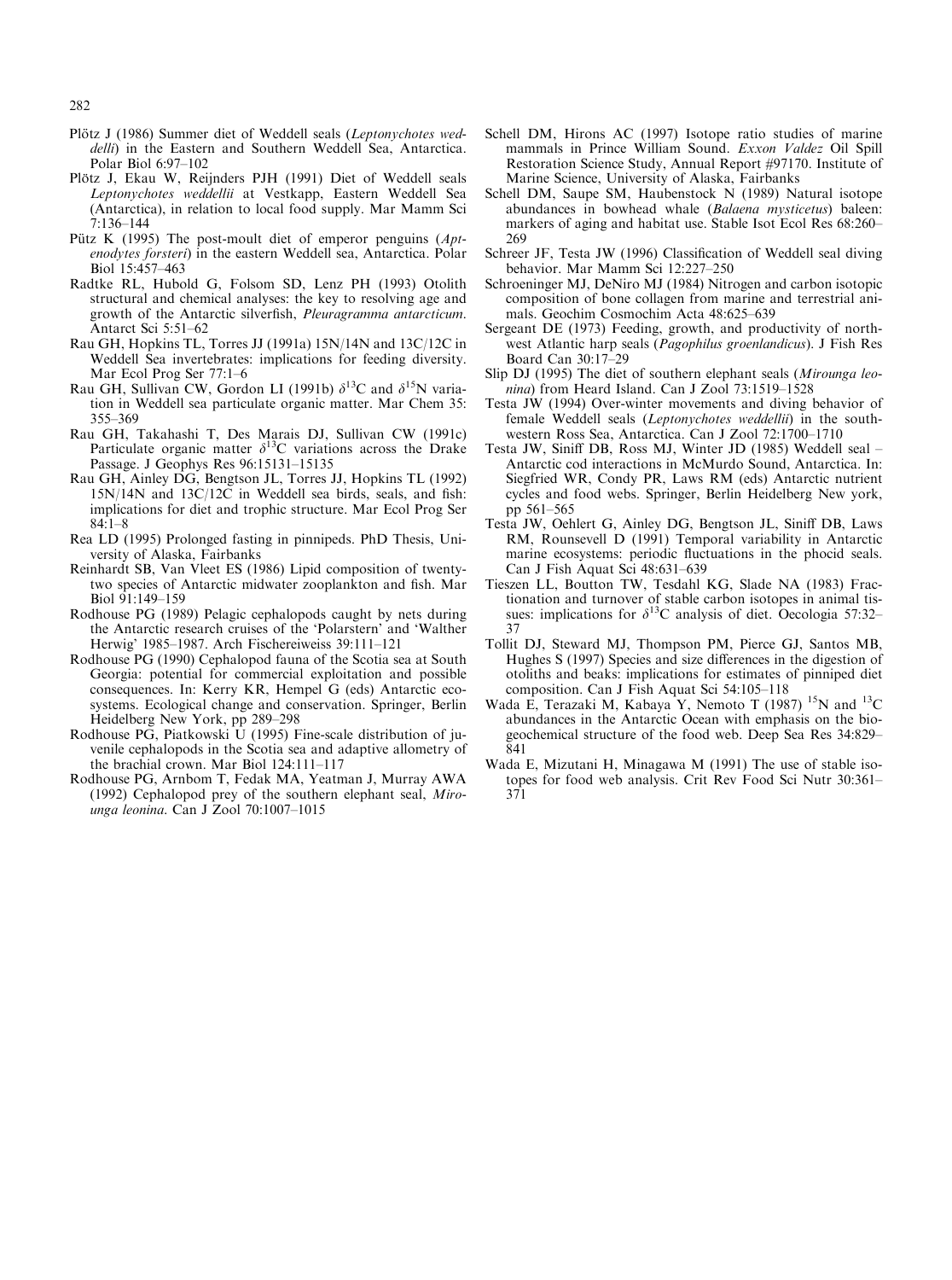Plötz J (1986) Summer diet of Weddell seals (*Leptonychotes weddelli*) in the Eastern and Southern Weddell Sea, Antarctica. Polar Biol 6:97–102

Plötz J, Ekau W, Reijnders PJH (1991) Diet of Weddell seals *Leptonychotes weddellii* at Vestkapp, Eastern Weddell Sea (Antarctica), in relation to local food supply. Mar Mamm Sci 7:136–144

Pütz K (1995) The post-moult diet of emperor penguins (*Aptenodytes forsteri*) in the eastern Weddell sea, Antarctica. Polar Biol 15:457–463

Radtke RL, Hubold G, Folsom SD, Lenz PH (1993) Otolith structural and chemical analyses: the key to resolving age and growth of the Antarctic silverfish, *Pleuragramma antarcticum*. Antarct Sci 5:51–62

Rau GH, Hopkins TL, Torres JJ (1991a) 15N/14N and 13C/12C in Weddell Sea invertebrates: implications for feeding diversity. Mar Ecol Prog Ser 77:1–6

Rau GH, Sullivan CW, Gordon LI (1991b) $\delta^{13}$C and $\delta^{15}$N variation in Weddell sea particulate organic matter. Mar Chem 35: 355–369

Rau GH, Takahashi T, Des Marais DJ, Sullivan CW (1991c) Particulate organic matter $\delta^{13}$C variations across the Drake Passage. J Geophys Res 96:15131–15135

Rau GH, Ainley DG, Bengtson JL, Torres JJ, Hopkins TL (1992) 15N/14N and 13C/12C in Weddell sea birds, seals, and fish: implications for diet and trophic structure. Mar Ecol Prog Ser 84:1–8

Rea LD (1995) Prolonged fasting in pinnipeds. PhD Thesis, University of Alaska, Fairbanks

Reinhardt SB, Van Vleet ES (1986) Lipid composition of twenty-two species of Antarctic midwater zooplankton and fish. Mar Biol 91:149–159

Rodhouse PG (1989) Pelagic cephalopods caught by nets during the Antarctic research cruises of the 'Polarstern' and 'Walther Herwig' 1985–1987. Arch Fischereiweiss 39:111–121

Rodhouse PG (1990) Cephalopod fauna of the Scotia sea at South Georgia: potential for commercial exploitation and possible consequences. In: Kerry KR, Hempel G (eds) Antarctic ecosystems. Ecological change and conservation. Springer, Berlin Heidelberg New York, pp 289–298

Rodhouse PG, Piatkowski U (1995) Fine-scale distribution of juvenile cephalopods in the Scotia sea and adaptive allometry of the brachial crown. Mar Biol 124:111–117

Rodhouse PG, Arnbom T, Fedak MA, Yeatman J, Murray AWA (1992) Cephalopod prey of the southern elephant seal, *Mirounga leonina*. Can J Zool 70:1007–1015

Schell DM, Hirons AC (1997) Isotope ratio studies of marine mammals in Prince William Sound. *Exxon Valdez* Oil Spill Restoration Science Study, Annual Report #97170. Institute of Marine Science, University of Alaska, Fairbanks

Schell DM, Saupe SM, Haubenstock N (1989) Natural isotope abundances in bowhead whale (*Balaena mysticetus*) baleen: markers of aging and habitat use. Stable Isot Ecol Res 68:260–269

Schreer JF, Testa JW (1996) Classification of Weddell seal diving behavior. Mar Mamm Sci 12:227–250

Schroeninger MJ, DeNiro MJ (1984) Nitrogen and carbon isotopic composition of bone collagen from marine and terrestrial animals. Geochim Cosmochim Acta 48:625–639

Sergeant DE (1973) Feeding, growth, and productivity of northwest Atlantic harp seals (*Pagophilus groenlandicus*). J Fish Res Board Can 30:17–29

Slip DJ (1995) The diet of southern elephant seals (*Mirounga leonina*) from Heard Island. Can J Zool 73:1519–1528

Testa JW (1994) Over-winter movements and diving behavior of female Weddell seals (*Leptonychotes weddellii*) in the southwestern Ross Sea, Antarctica. Can J Zool 72:1700–1710

Testa JW, Siniff DB, Ross MJ, Winter JD (1985) Weddell seal – Antarctic cod interactions in McMurdo Sound, Antarctica. In: Siegfried WR, Condy PR, Laws RM (eds) Antarctic nutrient cycles and food webs. Springer, Berlin Heidelberg New york, pp 561–565

Testa JW, Oehlert G, Ainley DG, Bengtson JL, Siniff DB, Laws RM, Rounsevell D (1991) Temporal variability in Antarctic marine ecosystems: periodic fluctuations in the phocid seals. Can J Fish Aquat Sci 48:631–639

Tieszen LL, Boutton TW, Tesdahl KG, Slade NA (1983) Fractionation and turnover of stable carbon isotopes in animal tissues: implications for $\delta^{13}$C analysis of diet. Oecologia 57:32–37

Tollit DJ, Steward MJ, Thompson PM, Pierce GJ, Santos MB, Hughes S (1997) Species and size differences in the digestion of otoliths and beaks: implications for estimates of pinniped diet composition. Can J Fish Aquat Sci 54:105–118

Wada E, Terazaki M, Kabaya Y, Nemoto T (1987) $^{15}$N and $^{13}$C abundances in the Antarctic Ocean with emphasis on the biogeochemical structure of the food web. Deep Sea Res 34:829–841

Wada E, Mizutani H, Minagawa M (1991) The use of stable isotopes for food web analysis. Crit Rev Food Sci Nutr 30:361–371